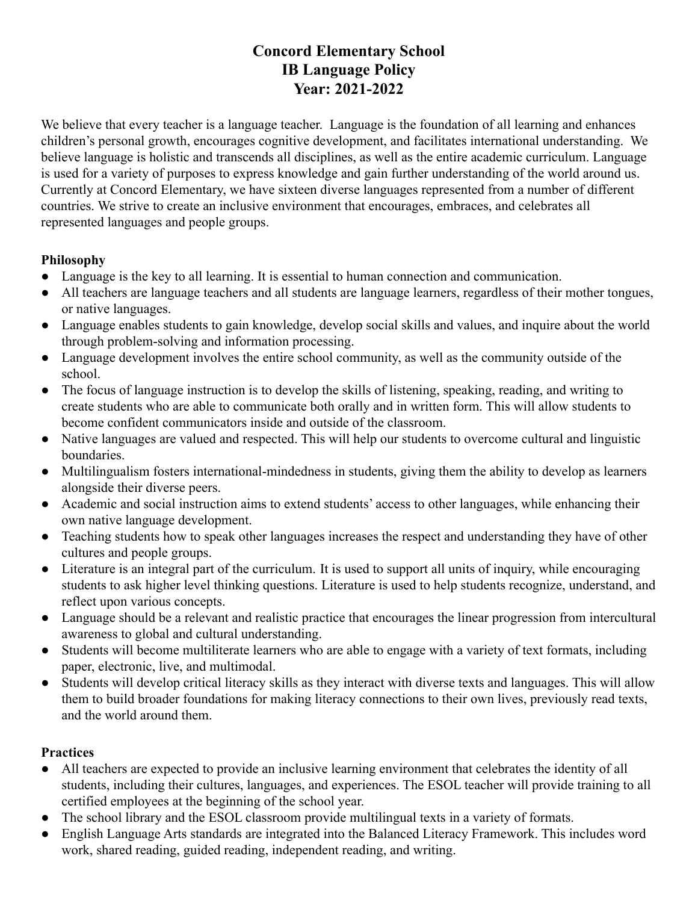# Concord Elementary School
# IB Language Policy
# Year: 2021-2022

We believe that every teacher is a language teacher. Language is the foundation of all learning and enhances children's personal growth, encourages cognitive development, and facilitates international understanding. We believe language is holistic and transcends all disciplines, as well as the entire academic curriculum. Language is used for a variety of purposes to express knowledge and gain further understanding of the world around us. Currently at Concord Elementary, we have sixteen diverse languages represented from a number of different countries. We strive to create an inclusive environment that encourages, embraces, and celebrates all represented languages and people groups.

**Philosophy**

- Language is the key to all learning. It is essential to human connection and communication.
- All teachers are language teachers and all students are language learners, regardless of their mother tongues, or native languages.
- Language enables students to gain knowledge, develop social skills and values, and inquire about the world through problem-solving and information processing.
- Language development involves the entire school community, as well as the community outside of the school.
- The focus of language instruction is to develop the skills of listening, speaking, reading, and writing to create students who are able to communicate both orally and in written form. This will allow students to become confident communicators inside and outside of the classroom.
- Native languages are valued and respected. This will help our students to overcome cultural and linguistic boundaries.
- Multilingualism fosters international-mindedness in students, giving them the ability to develop as learners alongside their diverse peers.
- Academic and social instruction aims to extend students' access to other languages, while enhancing their own native language development.
- Teaching students how to speak other languages increases the respect and understanding they have of other cultures and people groups.
- Literature is an integral part of the curriculum. It is used to support all units of inquiry, while encouraging students to ask higher level thinking questions. Literature is used to help students recognize, understand, and reflect upon various concepts.
- Language should be a relevant and realistic practice that encourages the linear progression from intercultural awareness to global and cultural understanding.
- Students will become multiliterate learners who are able to engage with a variety of text formats, including paper, electronic, live, and multimodal.
- Students will develop critical literacy skills as they interact with diverse texts and languages. This will allow them to build broader foundations for making literacy connections to their own lives, previously read texts, and the world around them.

**Practices**

- All teachers are expected to provide an inclusive learning environment that celebrates the identity of all students, including their cultures, languages, and experiences. The ESOL teacher will provide training to all certified employees at the beginning of the school year.
- The school library and the ESOL classroom provide multilingual texts in a variety of formats.
- English Language Arts standards are integrated into the Balanced Literacy Framework. This includes word work, shared reading, guided reading, independent reading, and writing.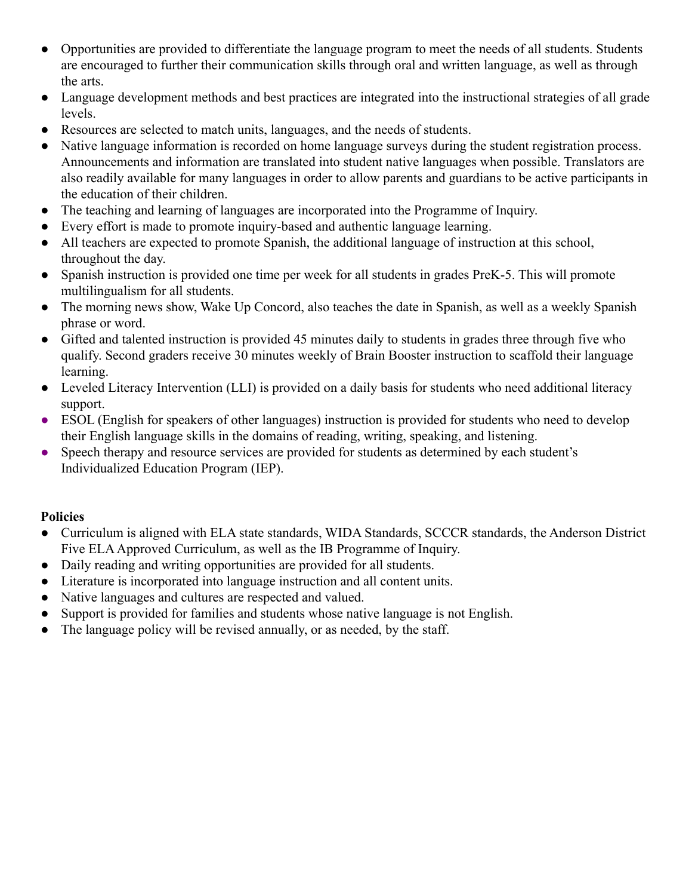- Opportunities are provided to differentiate the language program to meet the needs of all students. Students are encouraged to further their communication skills through oral and written language, as well as through the arts.
- Language development methods and best practices are integrated into the instructional strategies of all grade levels.
- Resources are selected to match units, languages, and the needs of students.
- Native language information is recorded on home language surveys during the student registration process. Announcements and information are translated into student native languages when possible. Translators are also readily available for many languages in order to allow parents and guardians to be active participants in the education of their children.
- The teaching and learning of languages are incorporated into the Programme of Inquiry.
- Every effort is made to promote inquiry-based and authentic language learning.
- All teachers are expected to promote Spanish, the additional language of instruction at this school, throughout the day.
- Spanish instruction is provided one time per week for all students in grades PreK-5. This will promote multilingualism for all students.
- The morning news show, Wake Up Concord, also teaches the date in Spanish, as well as a weekly Spanish phrase or word.
- Gifted and talented instruction is provided 45 minutes daily to students in grades three through five who qualify. Second graders receive 30 minutes weekly of Brain Booster instruction to scaffold their language learning.
- Leveled Literacy Intervention (LLI) is provided on a daily basis for students who need additional literacy support.
- ESOL (English for speakers of other languages) instruction is provided for students who need to develop their English language skills in the domains of reading, writing, speaking, and listening.
- Speech therapy and resource services are provided for students as determined by each student's Individualized Education Program (IEP).

**Policies**

- Curriculum is aligned with ELA state standards, WIDA Standards, SCCCR standards, the Anderson District Five ELA Approved Curriculum, as well as the IB Programme of Inquiry.
- Daily reading and writing opportunities are provided for all students.
- Literature is incorporated into language instruction and all content units.
- Native languages and cultures are respected and valued.
- Support is provided for families and students whose native language is not English.
- The language policy will be revised annually, or as needed, by the staff.